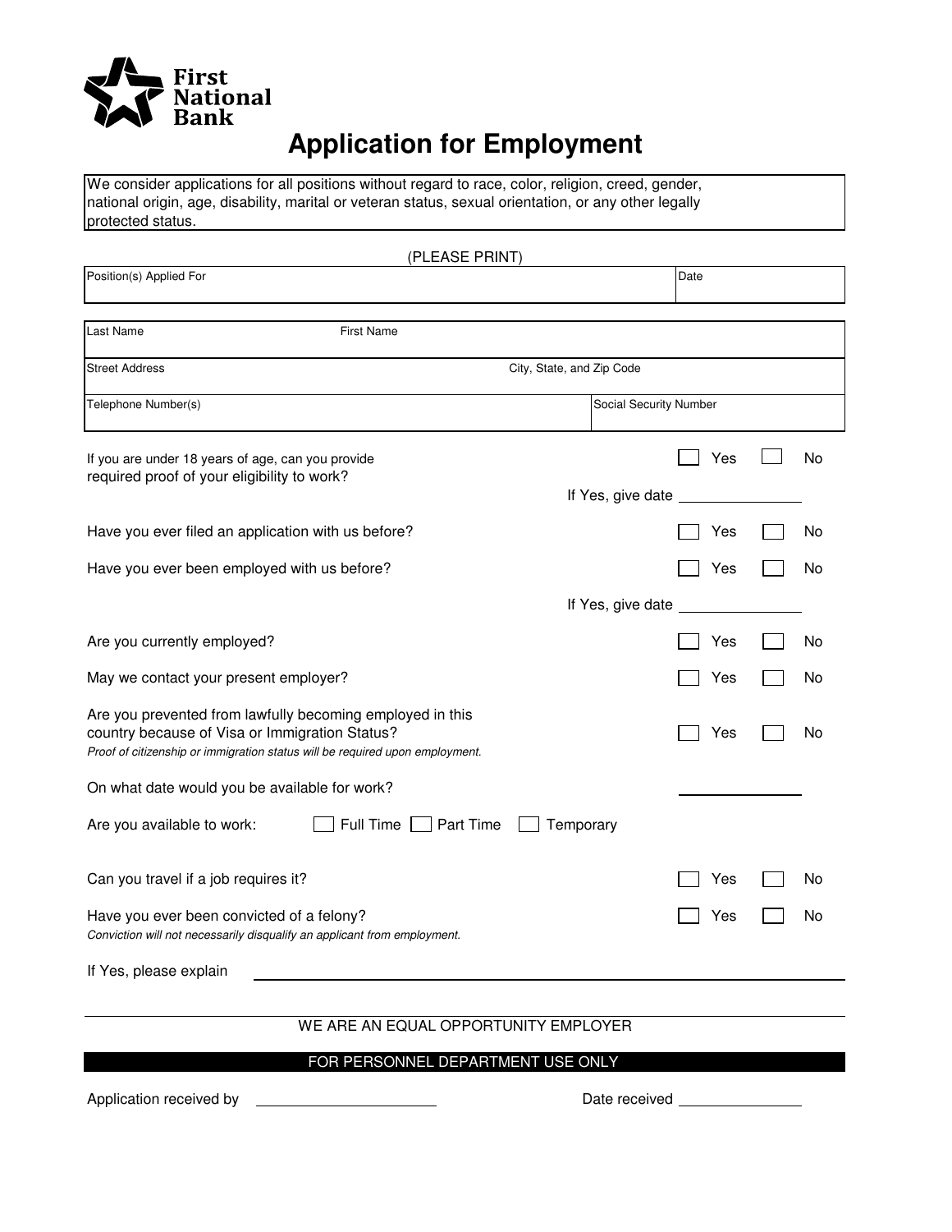First National Bank

# Application for Employment

We consider applications for all positions without regard to race, color, religion, creed, gender, national origin, age, disability, marital or veteran status, sexual orientation, or any other legally protected status.

(PLEASE PRINT)

| Position(s) Applied For | Date |
| --- | --- |
| | |

| Last Name | First Name |
| --- | --- |
| | |

| Street Address | City, State, and Zip Code |
| --- | --- |
| | |

| Telephone Number(s) | Social Security Number |
| --- | --- |
| | |

If you are under 18 years of age, can you provide required proof of your eligibility to work? ☐ Yes ☐ No

If Yes, give date ______________

Have you ever filed an application with us before? ☐ Yes ☐ No

Have you ever been employed with us before? ☐ Yes ☐ No

If Yes, give date ______________

Are you currently employed? ☐ Yes ☐ No

May we contact your present employer? ☐ Yes ☐ No

Are you prevented from lawfully becoming employed in this country because of Visa or Immigration Status? ☐ Yes ☐ No

*Proof of citizenship or immigration status will be required upon employment.*

On what date would you be available for work? ______________

Are you available to work: ☐ Full Time ☐ Part Time ☐ Temporary

Can you travel if a job requires it? ☐ Yes ☐ No

Have you ever been convicted of a felony? ☐ Yes ☐ No

*Conviction will not necessarily disqualify an applicant from employment.*

If Yes, please explain ______________________________________________

WE ARE AN EQUAL OPPORTUNITY EMPLOYER

**FOR PERSONNEL DEPARTMENT USE ONLY**

Application received by ______________ Date received ______________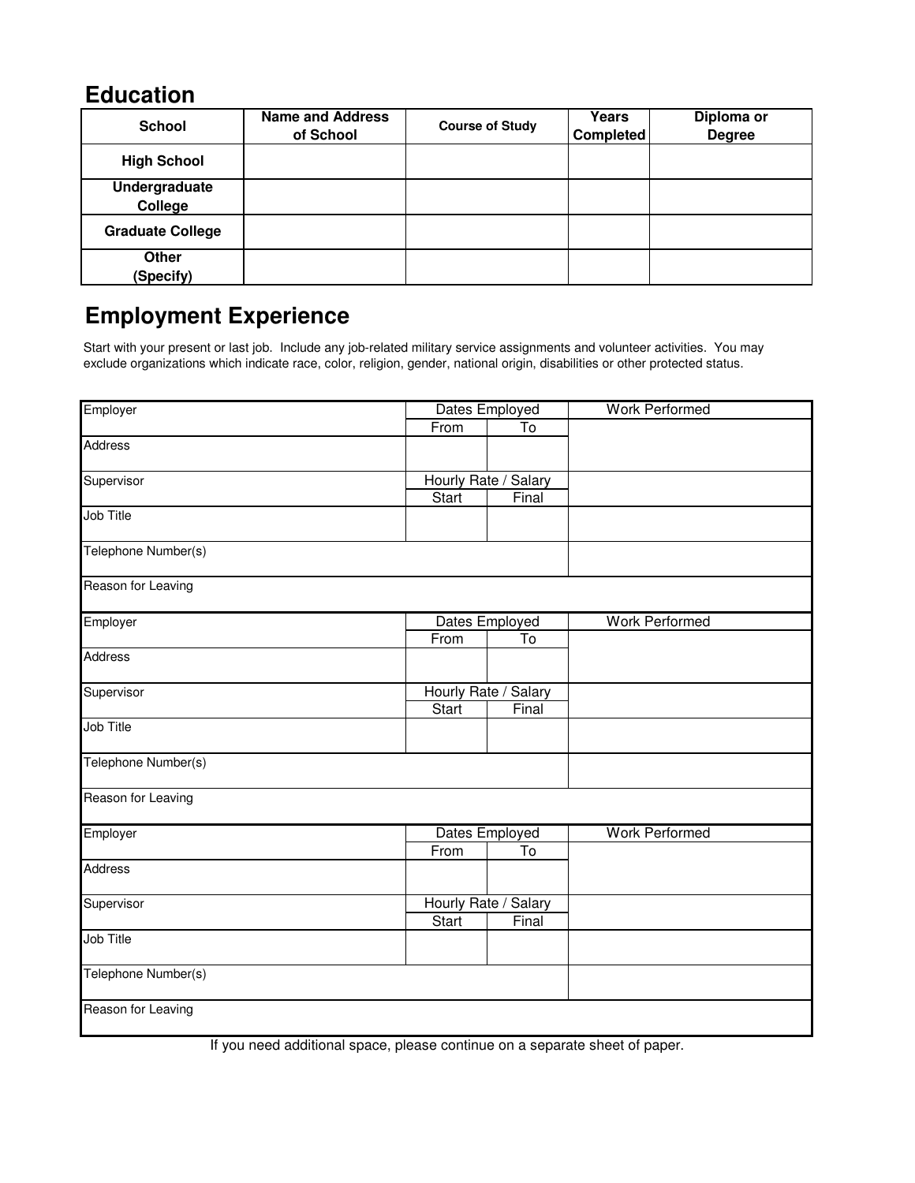## Education

| School | Name and Address of School | Course of Study | Years Completed | Diploma or Degree |
|---|---|---|---|---|
| **High School** | | | | |
| **Undergraduate College** | | | | |
| **Graduate College** | | | | |
| **Other (Specify)** | | | | |

## Employment Experience

Start with your present or last job. Include any job-related military service assignments and volunteer activities. You may exclude organizations which indicate race, color, religion, gender, national origin, disabilities or other protected status.

| Employer | Dates Employed | | Work Performed |
|---|---|---|---|
| | From | To | |
| Address | | | |
| Supervisor | Hourly Rate / Salary | | |
| | Start | Final | |
| Job Title | | | |
| Telephone Number(s) | | | |
| Reason for Leaving | | | |

| Employer | Dates Employed | | Work Performed |
|---|---|---|---|
| | From | To | |
| Address | | | |
| Supervisor | Hourly Rate / Salary | | |
| | Start | Final | |
| Job Title | | | |
| Telephone Number(s) | | | |
| Reason for Leaving | | | |

| Employer | Dates Employed | | Work Performed |
|---|---|---|---|
| | From | To | |
| Address | | | |
| Supervisor | Hourly Rate / Salary | | |
| | Start | Final | |
| Job Title | | | |
| Telephone Number(s) | | | |
| Reason for Leaving | | | |

If you need additional space, please continue on a separate sheet of paper.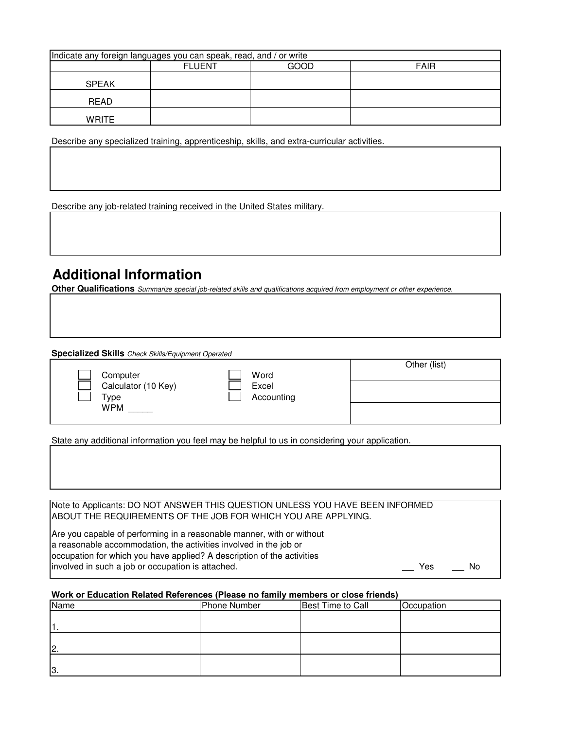| Indicate any foreign languages you can speak, read, and / or write | | | |
|---|---|---|---|
| | FLUENT | GOOD | FAIR |
| SPEAK | | | |
| READ | | | |
| WRITE | | | |

Describe any specialized training, apprenticeship, skills, and extra-curricular activities.

| |
|---|
| |

Describe any job-related training received in the United States military.

| |
|---|
| |

## Additional Information

**Other Qualifications** *Summarize special job-related skills and qualifications acquired from employment or other experience.*

| |
|---|
| |

**Specialized Skills** *Check Skills/Equipment Operated*

| | | Other (list) |
|---|---|---|
| ☐ Computer | ☐ Word | |
| ☐ Calculator (10 Key) | ☐ Excel | |
| ☐ Type | ☐ Accounting | |
| WPM _____ | | |

State any additional information you feel may be helpful to us in considering your application.

| |
|---|
| |

Note to Applicants: DO NOT ANSWER THIS QUESTION UNLESS YOU HAVE BEEN INFORMED ABOUT THE REQUIREMENTS OF THE JOB FOR WHICH YOU ARE APPLYING.

Are you capable of performing in a reasonable manner, with or without a reasonable accommodation, the activities involved in the job or occupation for which you have applied? A description of the activities involved in such a job or occupation is attached. ___ Yes ___ No

**Work or Education Related References (Please no family members or close friends)**

| Name | Phone Number | Best Time to Call | Occupation |
|---|---|---|---|
| 1. | | | |
| 2. | | | |
| 3. | | | |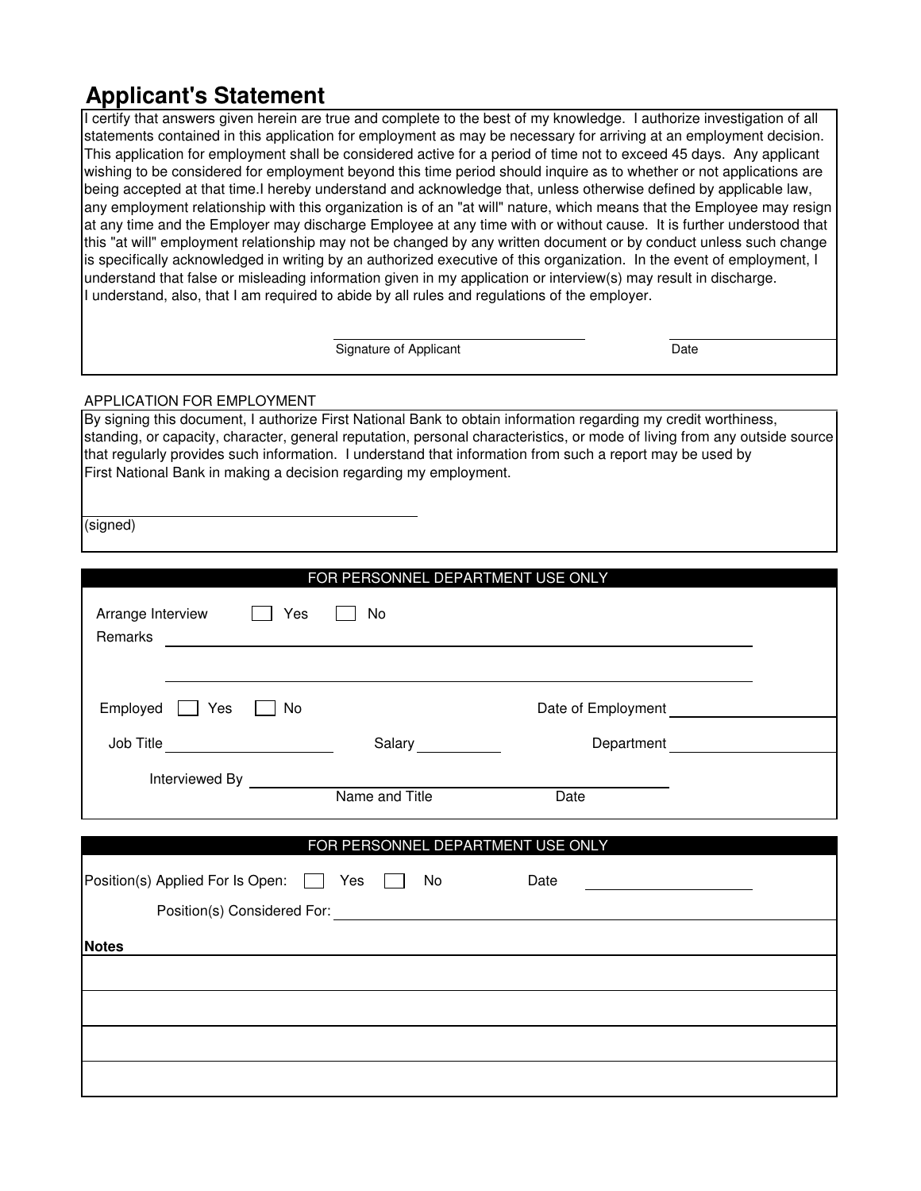## Applicant's Statement

I certify that answers given herein are true and complete to the best of my knowledge. I authorize investigation of all statements contained in this application for employment as may be necessary for arriving at an employment decision. This application for employment shall be considered active for a period of time not to exceed 45 days. Any applicant wishing to be considered for employment beyond this time period should inquire as to whether or not applications are being accepted at that time.I hereby understand and acknowledge that, unless otherwise defined by applicable law, any employment relationship with this organization is of an "at will" nature, which means that the Employee may resign at any time and the Employer may discharge Employee at any time with or without cause. It is further understood that this "at will" employment relationship may not be changed by any written document or by conduct unless such change is specifically acknowledged in writing by an authorized executive of this organization. In the event of employment, I understand that false or misleading information given in my application or interview(s) may result in discharge. I understand, also, that I am required to abide by all rules and regulations of the employer.

Signature of Applicant ____________________ Date ____________________

APPLICATION FOR EMPLOYMENT

By signing this document, I authorize First National Bank to obtain information regarding my credit worthiness, standing, or capacity, character, general reputation, personal characteristics, or mode of living from any outside source that regularly provides such information. I understand that information from such a report may be used by First National Bank in making a decision regarding my employment.

____________________
(signed)

**FOR PERSONNEL DEPARTMENT USE ONLY**

Arrange Interview ☐ Yes ☐ No

Remarks ____________________

____________________

Employed ☐ Yes ☐ No Date of Employment ____________________

Job Title ____________________ Salary __________ Department ____________________

Interviewed By ____________________
Name and Title Date

**FOR PERSONNEL DEPARTMENT USE ONLY**

Position(s) Applied For Is Open: ☐ Yes ☐ No Date ____________________

Position(s) Considered For: ____________________

**Notes**

____________________

____________________

____________________

____________________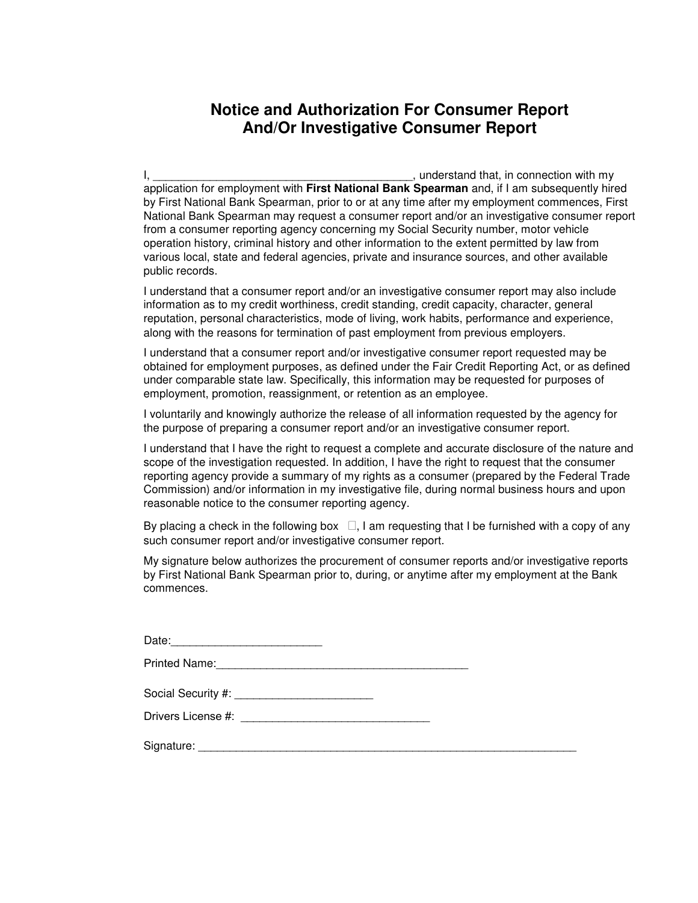# Notice and Authorization For Consumer Report And/Or Investigative Consumer Report

I, _________________________________________, understand that, in connection with my application for employment with **First National Bank Spearman** and, if I am subsequently hired by First National Bank Spearman, prior to or at any time after my employment commences, First National Bank Spearman may request a consumer report and/or an investigative consumer report from a consumer reporting agency concerning my Social Security number, motor vehicle operation history, criminal history and other information to the extent permitted by law from various local, state and federal agencies, private and insurance sources, and other available public records.

I understand that a consumer report and/or an investigative consumer report may also include information as to my credit worthiness, credit standing, credit capacity, character, general reputation, personal characteristics, mode of living, work habits, performance and experience, along with the reasons for termination of past employment from previous employers.

I understand that a consumer report and/or investigative consumer report requested may be obtained for employment purposes, as defined under the Fair Credit Reporting Act, or as defined under comparable state law. Specifically, this information may be requested for purposes of employment, promotion, reassignment, or retention as an employee.

I voluntarily and knowingly authorize the release of all information requested by the agency for the purpose of preparing a consumer report and/or an investigative consumer report.

I understand that I have the right to request a complete and accurate disclosure of the nature and scope of the investigation requested. In addition, I have the right to request that the consumer reporting agency provide a summary of my rights as a consumer (prepared by the Federal Trade Commission) and/or information in my investigative file, during normal business hours and upon reasonable notice to the consumer reporting agency.

By placing a check in the following box ☐, I am requesting that I be furnished with a copy of any such consumer report and/or investigative consumer report.

My signature below authorizes the procurement of consumer reports and/or investigative reports by First National Bank Spearman prior to, during, or anytime after my employment at the Bank commences.

Date:________________________

Printed Name:_________________________________________

Social Security #: ______________________

Drivers License #: ______________________________

Signature: _______________________________________________________________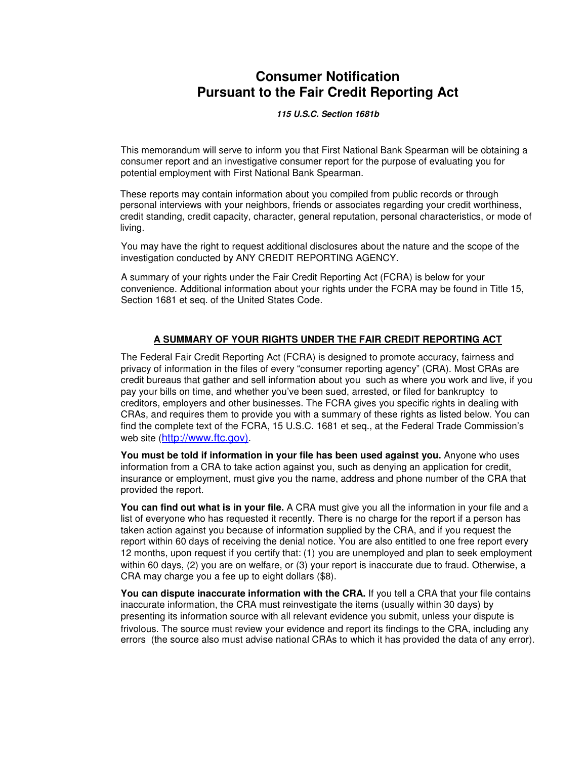# Consumer Notification
# Pursuant to the Fair Credit Reporting Act

***115 U.S.C. Section 1681b***

This memorandum will serve to inform you that First National Bank Spearman will be obtaining a consumer report and an investigative consumer report for the purpose of evaluating you for potential employment with First National Bank Spearman.

These reports may contain information about you compiled from public records or through personal interviews with your neighbors, friends or associates regarding your credit worthiness, credit standing, credit capacity, character, general reputation, personal characteristics, or mode of living.

You may have the right to request additional disclosures about the nature and the scope of the investigation conducted by ANY CREDIT REPORTING AGENCY.

A summary of your rights under the Fair Credit Reporting Act (FCRA) is below for your convenience. Additional information about your rights under the FCRA may be found in Title 15, Section 1681 et seq. of the United States Code.

## A SUMMARY OF YOUR RIGHTS UNDER THE FAIR CREDIT REPORTING ACT

The Federal Fair Credit Reporting Act (FCRA) is designed to promote accuracy, fairness and privacy of information in the files of every "consumer reporting agency" (CRA). Most CRAs are credit bureaus that gather and sell information about you such as where you work and live, if you pay your bills on time, and whether you've been sued, arrested, or filed for bankruptcy to creditors, employers and other businesses. The FCRA gives you specific rights in dealing with CRAs, and requires them to provide you with a summary of these rights as listed below. You can find the complete text of the FCRA, 15 U.S.C. 1681 et seq., at the Federal Trade Commission's web site (http://www.ftc.gov).

**You must be told if information in your file has been used against you.** Anyone who uses information from a CRA to take action against you, such as denying an application for credit, insurance or employment, must give you the name, address and phone number of the CRA that provided the report.

**You can find out what is in your file.** A CRA must give you all the information in your file and a list of everyone who has requested it recently. There is no charge for the report if a person has taken action against you because of information supplied by the CRA, and if you request the report within 60 days of receiving the denial notice. You are also entitled to one free report every 12 months, upon request if you certify that: (1) you are unemployed and plan to seek employment within 60 days, (2) you are on welfare, or (3) your report is inaccurate due to fraud. Otherwise, a CRA may charge you a fee up to eight dollars ($8).

**You can dispute inaccurate information with the CRA.** If you tell a CRA that your file contains inaccurate information, the CRA must reinvestigate the items (usually within 30 days) by presenting its information source with all relevant evidence you submit, unless your dispute is frivolous. The source must review your evidence and report its findings to the CRA, including any errors (the source also must advise national CRAs to which it has provided the data of any error).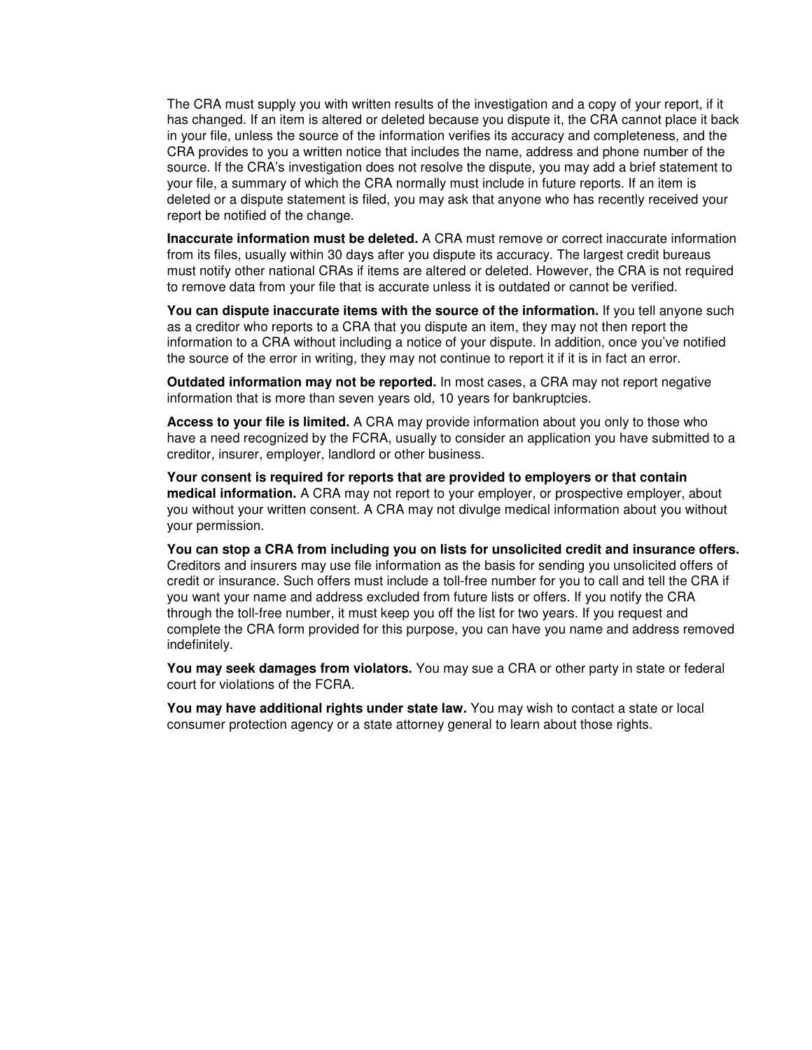The CRA must supply you with written results of the investigation and a copy of your report, if it has changed. If an item is altered or deleted because you dispute it, the CRA cannot place it back in your file, unless the source of the information verifies its accuracy and completeness, and the CRA provides to you a written notice that includes the name, address and phone number of the source. If the CRA's investigation does not resolve the dispute, you may add a brief statement to your file, a summary of which the CRA normally must include in future reports. If an item is deleted or a dispute statement is filed, you may ask that anyone who has recently received your report be notified of the change.

**Inaccurate information must be deleted.** A CRA must remove or correct inaccurate information from its files, usually within 30 days after you dispute its accuracy. The largest credit bureaus must notify other national CRAs if items are altered or deleted. However, the CRA is not required to remove data from your file that is accurate unless it is outdated or cannot be verified.

**You can dispute inaccurate items with the source of the information.** If you tell anyone such as a creditor who reports to a CRA that you dispute an item, they may not then report the information to a CRA without including a notice of your dispute. In addition, once you've notified the source of the error in writing, they may not continue to report it if it is in fact an error.

**Outdated information may not be reported.** In most cases, a CRA may not report negative information that is more than seven years old, 10 years for bankruptcies.

**Access to your file is limited.** A CRA may provide information about you only to those who have a need recognized by the FCRA, usually to consider an application you have submitted to a creditor, insurer, employer, landlord or other business.

**Your consent is required for reports that are provided to employers or that contain medical information.** A CRA may not report to your employer, or prospective employer, about you without your written consent. A CRA may not divulge medical information about you without your permission.

**You can stop a CRA from including you on lists for unsolicited credit and insurance offers.** Creditors and insurers may use file information as the basis for sending you unsolicited offers of credit or insurance. Such offers must include a toll-free number for you to call and tell the CRA if you want your name and address excluded from future lists or offers. If you notify the CRA through the toll-free number, it must keep you off the list for two years. If you request and complete the CRA form provided for this purpose, you can have you name and address removed indefinitely.

**You may seek damages from violators.** You may sue a CRA or other party in state or federal court for violations of the FCRA.

**You may have additional rights under state law.** You may wish to contact a state or local consumer protection agency or a state attorney general to learn about those rights.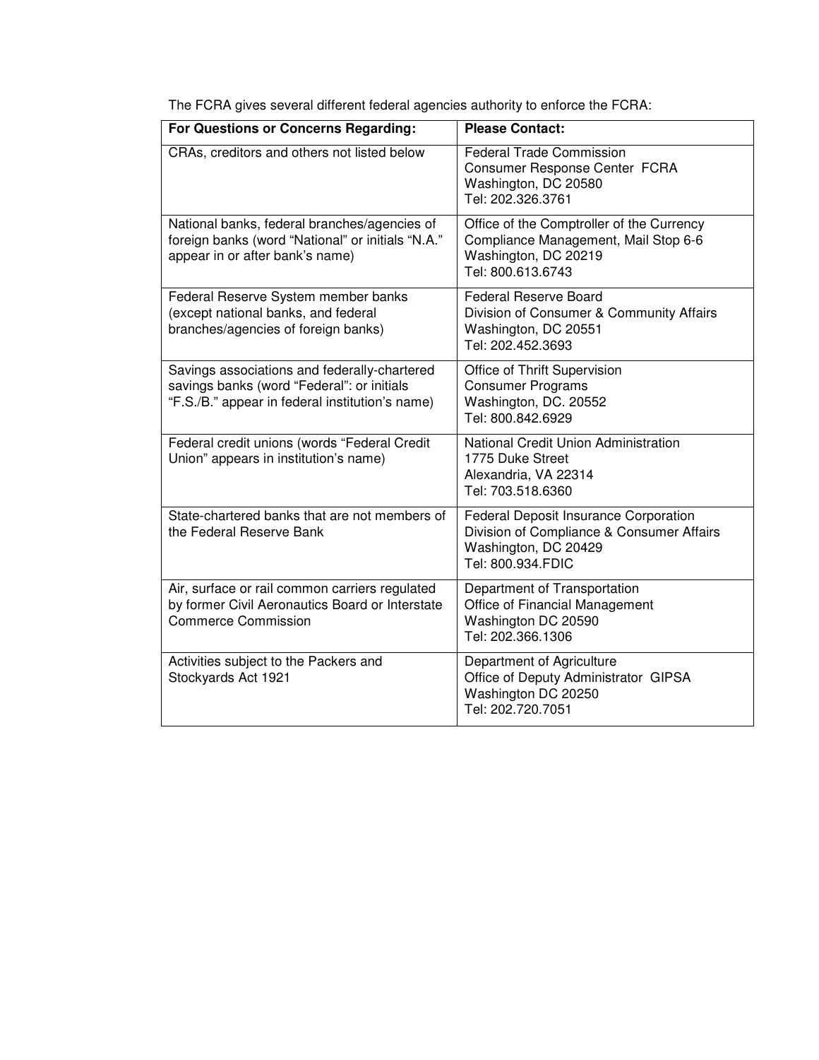The FCRA gives several different federal agencies authority to enforce the FCRA:

| For Questions or Concerns Regarding: | Please Contact: |
| --- | --- |
| CRAs, creditors and others not listed below | Federal Trade Commission<br>Consumer Response Center FCRA<br>Washington, DC 20580<br>Tel: 202.326.3761 |
| National banks, federal branches/agencies of foreign banks (word "National" or initials "N.A." appear in or after bank's name) | Office of the Comptroller of the Currency<br>Compliance Management, Mail Stop 6-6<br>Washington, DC 20219<br>Tel: 800.613.6743 |
| Federal Reserve System member banks (except national banks, and federal branches/agencies of foreign banks) | Federal Reserve Board<br>Division of Consumer & Community Affairs<br>Washington, DC 20551<br>Tel: 202.452.3693 |
| Savings associations and federally-chartered savings banks (word "Federal": or initials "F.S./B." appear in federal institution's name) | Office of Thrift Supervision<br>Consumer Programs<br>Washington, DC. 20552<br>Tel: 800.842.6929 |
| Federal credit unions (words "Federal Credit Union" appears in institution's name) | National Credit Union Administration<br>1775 Duke Street<br>Alexandria, VA 22314<br>Tel: 703.518.6360 |
| State-chartered banks that are not members of the Federal Reserve Bank | Federal Deposit Insurance Corporation<br>Division of Compliance & Consumer Affairs<br>Washington, DC 20429<br>Tel: 800.934.FDIC |
| Air, surface or rail common carriers regulated by former Civil Aeronautics Board or Interstate Commerce Commission | Department of Transportation<br>Office of Financial Management<br>Washington DC 20590<br>Tel: 202.366.1306 |
| Activities subject to the Packers and Stockyards Act 1921 | Department of Agriculture<br>Office of Deputy Administrator GIPSA<br>Washington DC 20250<br>Tel: 202.720.7051 |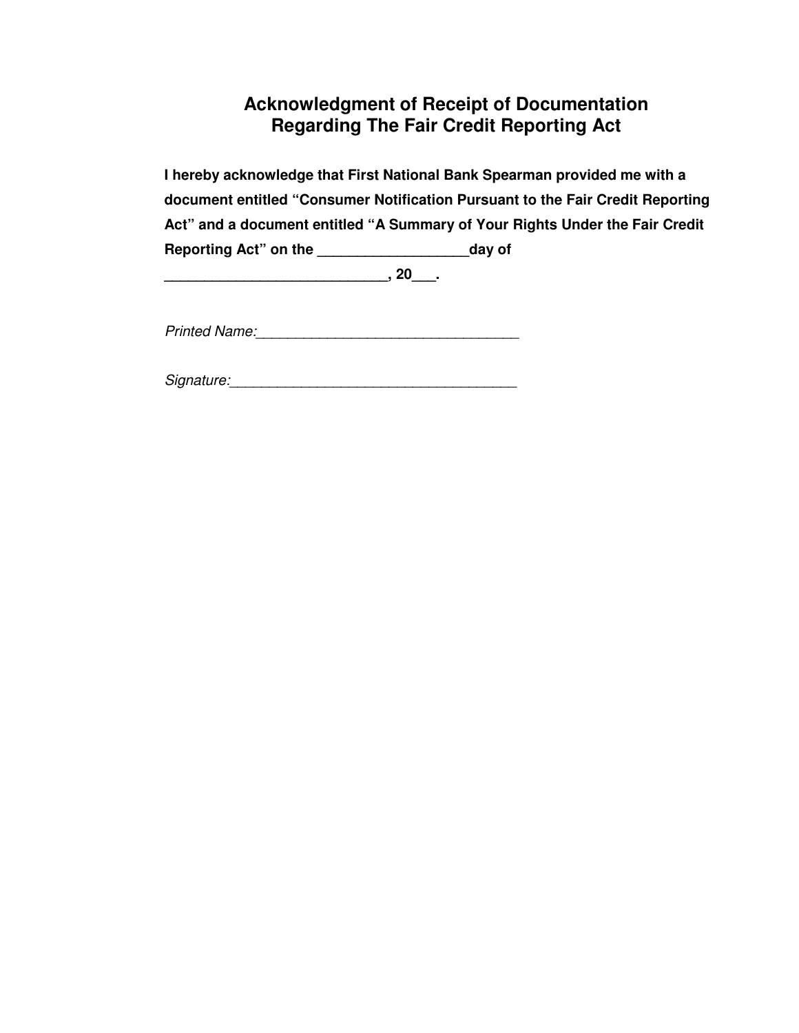# Acknowledgment of Receipt of Documentation Regarding The Fair Credit Reporting Act

**I hereby acknowledge that First National Bank Spearman provided me with a document entitled "Consumer Notification Pursuant to the Fair Credit Reporting Act" and a document entitled "A Summary of Your Rights Under the Fair Credit Reporting Act" on the ___________________day of ____________________________, 20___.**

*Printed Name:*_________________________________

*Signature:*____________________________________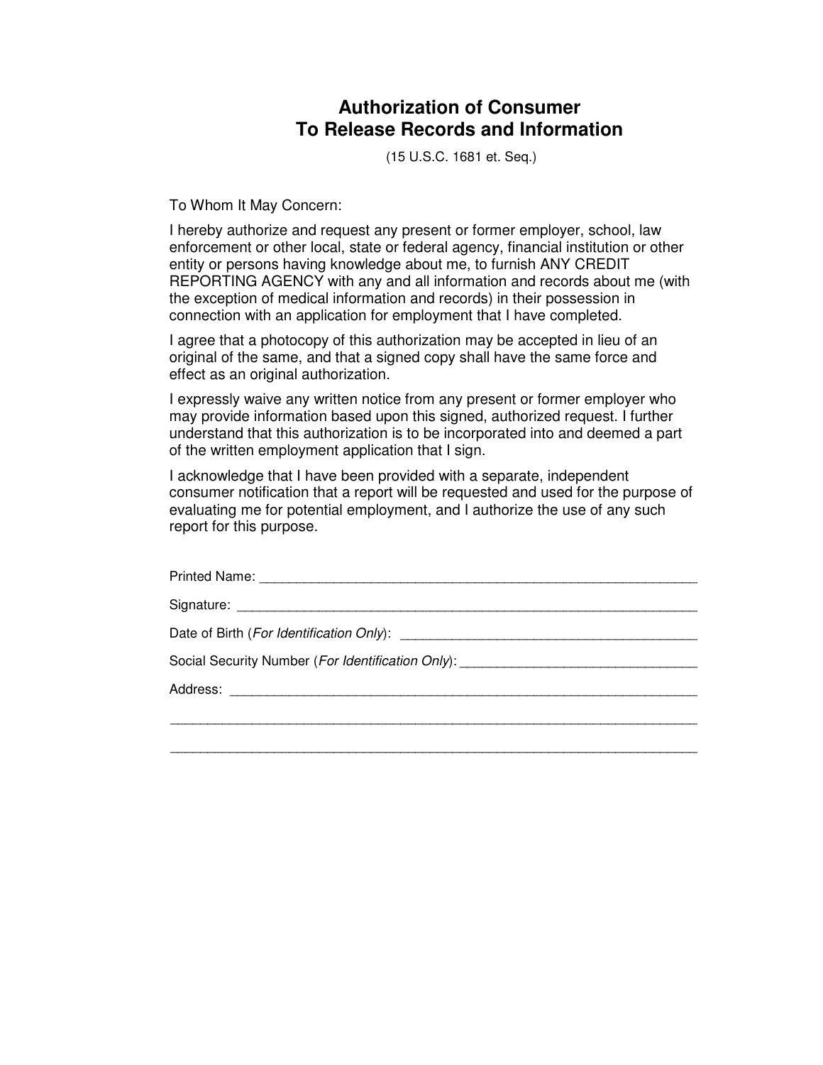# Authorization of Consumer
# To Release Records and Information

(15 U.S.C. 1681 et. Seq.)

To Whom It May Concern:

I hereby authorize and request any present or former employer, school, law enforcement or other local, state or federal agency, financial institution or other entity or persons having knowledge about me, to furnish ANY CREDIT REPORTING AGENCY with any and all information and records about me (with the exception of medical information and records) in their possession in connection with an application for employment that I have completed.

I agree that a photocopy of this authorization may be accepted in lieu of an original of the same, and that a signed copy shall have the same force and effect as an original authorization.

I expressly waive any written notice from any present or former employer who may provide information based upon this signed, authorized request. I further understand that this authorization is to be incorporated into and deemed a part of the written employment application that I sign.

I acknowledge that I have been provided with a separate, independent consumer notification that a report will be requested and used for the purpose of evaluating me for potential employment, and I authorize the use of any such report for this purpose.

Printed Name: ____________________________________________________________

Signature: _______________________________________________________________

Date of Birth (*For Identification Only*): ________________________________________

Social Security Number (*For Identification Only*): _______________________________

Address: ________________________________________________________________

_________________________________________________________________________

_________________________________________________________________________